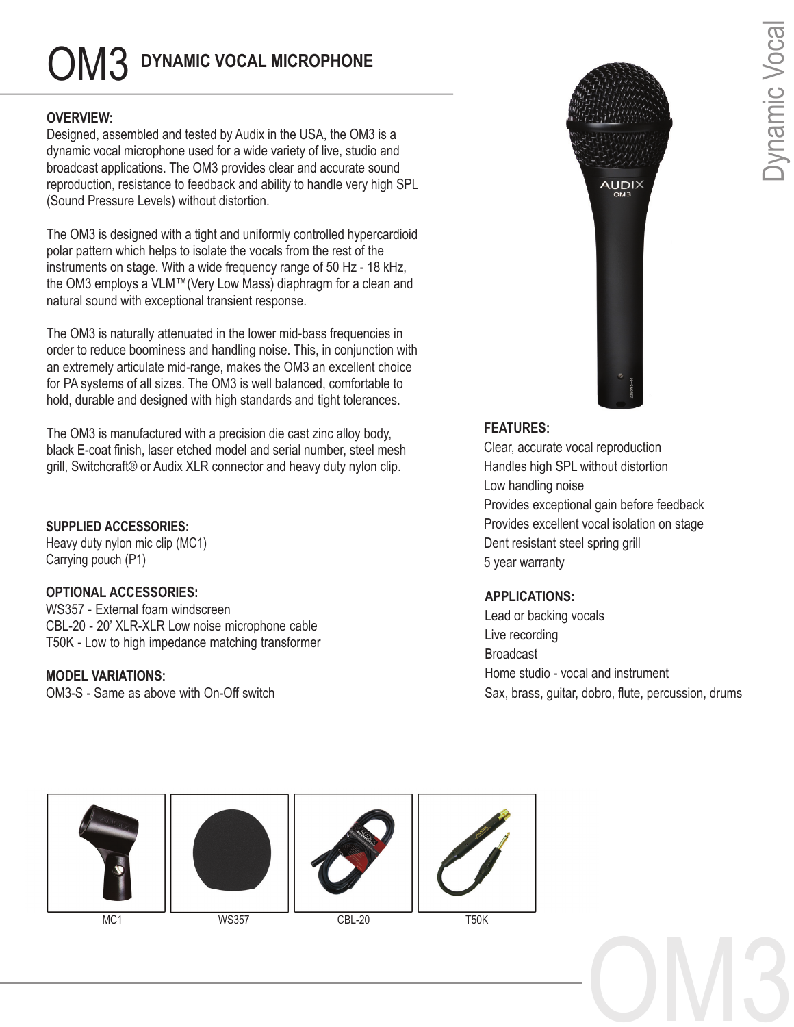# OM3 DYNAMIC VOCAL MICROPHONE

**OVERVIEW:**

Designed, assembled and tested by Audix in the USA, the OM3 is a dynamic vocal microphone used for a wide variety of live, studio and broadcast applications. The OM3 provides clear and accurate sound reproduction, resistance to feedback and ability to handle very high SPL (Sound Pressure Levels) without distortion.

The OM3 is designed with a tight and uniformly controlled hypercardioid polar pattern which helps to isolate the vocals from the rest of the instruments on stage. With a wide frequency range of 50 Hz - 18 kHz, the OM3 employs a VLM™(Very Low Mass) diaphragm for a clean and natural sound with exceptional transient response.

The OM3 is naturally attenuated in the lower mid-bass frequencies in order to reduce boominess and handling noise. This, in conjunction with an extremely articulate mid-range, makes the OM3 an excellent choice for PA systems of all sizes. The OM3 is well balanced, comfortable to hold, durable and designed with high standards and tight tolerances.

The OM3 is manufactured with a precision die cast zinc alloy body, black E-coat finish, laser etched model and serial number, steel mesh grill, Switchcraft® or Audix XLR connector and heavy duty nylon clip.

**SUPPLIED ACCESSORIES:**

Heavy duty nylon mic clip (MC1)
Carrying pouch (P1)

**OPTIONAL ACCESSORIES:**

WS357 - External foam windscreen
CBL-20 - 20' XLR-XLR Low noise microphone cable
T50K - Low to high impedance matching transformer

**MODEL VARIATIONS:**

OM3-S - Same as above with On-Off switch

**FEATURES:**

- Clear, accurate vocal reproduction
- Handles high SPL without distortion
- Low handling noise
- Provides exceptional gain before feedback
- Provides excellent vocal isolation on stage
- Dent resistant steel spring grill
- 5 year warranty

**APPLICATIONS:**

- Lead or backing vocals
- Live recording
- Broadcast
- Home studio - vocal and instrument
- Sax, brass, guitar, dobro, flute, percussion, drums

MC1

WS357

CBL-20

T50K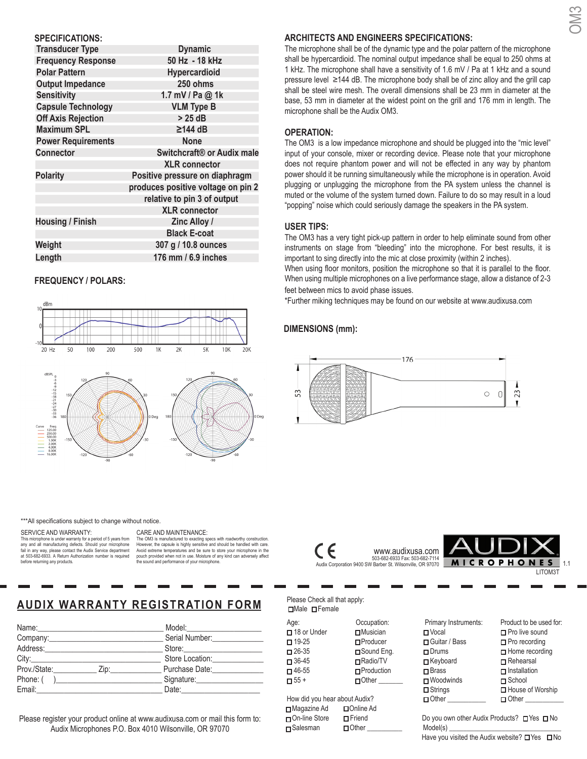## SPECIFICATIONS:

| | |
|---|---|
| Transducer Type | Dynamic |
| Frequency Response | 50 Hz - 18 kHz |
| Polar Pattern | Hypercardioid |
| Output Impedance | 250 ohms |
| Sensitivity | 1.7 mV / Pa @ 1k |
| Capsule Technology | VLM Type B |
| Off Axis Rejection | > 25 dB |
| Maximum SPL | ≥144 dB |
| Power Requirements | None |
| Connector | Switchcraft® or Audix male XLR connector |
| Polarity | Positive pressure on diaphragm produces positive voltage on pin 2 relative to pin 3 of output XLR connector |
| Housing / Finish | Zinc Alloy / Black E-coat |
| Weight | 307 g / 10.8 ounces |
| Length | 176 mm / 6.9 inches |

## FREQUENCY / POLARS:

dBm
10
0
-10
20 Hz 50 100 200 500 1K 2K 5K 10K 20K

dBSPL
Curve Freq
125.00
250.00
500.00
1.00K
2.00K
4.00K
8.00K
16.00K

90 60 30 0 Deg -30 -60 -90 -120 -150 180 150 120

## ARCHITECTS AND ENGINEERS SPECIFICATIONS:

The microphone shall be of the dynamic type and the polar pattern of the microphone shall be hypercardioid. The nominal output impedance shall be equal to 250 ohms at 1 kHz. The microphone shall have a sensitivity of 1.6 mV / Pa at 1 kHz and a sound pressure level ≥144 dB. The microphone body shall be of zinc alloy and the grill cap shall be steel wire mesh. The overall dimensions shall be 23 mm in diameter at the base, 53 mm in diameter at the widest point on the grill and 176 mm in length. The microphone shall be the Audix OM3.

## OPERATION:

The OM3 is a low impedance microphone and should be plugged into the "mic level" input of your console, mixer or recording device. Please note that your microphone does not require phantom power and will not be effected in any way by phantom power should it be running simultaneously while the microphone is in operation. Avoid plugging or unplugging the microphone from the PA system unless the channel is muted or the volume of the system turned down. Failure to do so may result in a loud "popping" noise which could seriously damage the speakers in the PA system.

## USER TIPS:

The OM3 has a very tight pick-up pattern in order to help eliminate sound from other instruments on stage from "bleeding" into the microphone. For best results, it is important to sing directly into the mic at close proximity (within 2 inches).

When using floor monitors, position the microphone so that it is parallel to the floor. When using multiple microphones on a live performance stage, allow a distance of 2-3 feet between mics to avoid phase issues.

*Further miking techniques may be found on our website at www.audixusa.com

## DIMENSIONS (mm):

176
53
23

***All specifications subject to change without notice.

SERVICE AND WARRANTY:
This microphone is under warranty for a period of 5 years from any and all manufacturing defects. Should your microphone fail in any way, please contact the Audix Service department at 503-682-6933. A Return Authorization number is required before returning any products.

CARE AND MAINTENANCE:
The OM3 is manufactured to exacting specs with roadworthy construction. However, the capsule is highly sensitive and should be handled with care. Avoid extreme temperatures and be sure to store your microphone in the pouch provided when not in use. Moisture of any kind can adversely affect the sound and performance of your microphone.

CE

www.audixusa.com
503-682-6933 Fax: 503-682-7114
Audix Corporation 9400 SW Barber St. Wilsonville, OR 97070

AUDIX MICROPHONES 1.1
LITOM3T

## AUDIX WARRANTY REGISTRATION FORM

Name:______________________________ Model:__________________
Company:___________________________ Serial Number:___________
Address:____________________________ Store:__________________
City:_______________________________ Store Location:__________
Prov./State:__________ Zip:___________ Purchase Date:__________
Phone: ( )__________________________ Signature:______________
Email:______________________________ Date:__________________

Please register your product online at www.audixusa.com or mail this form to:
Audix Microphones P.O. Box 4010 Wilsonville, OR 97070

Please Check all that apply:
☐Male ☐Female

Age:
☐ 18 or Under
☐ 19-25
☐ 26-35
☐ 36-45
☐ 46-55
☐ 55 +

Occupation:
☐Musician
☐Producer
☐Sound Eng.
☐Radio/TV
☐Production
☐Other ______

Primary Instruments:
☐Vocal
☐Guitar / Bass
☐Drums
☐Keyboard
☐Brass
☐Woodwinds
☐Strings
☐Other __________

Product to be used for:
☐ Pro live sound
☐ Pro recording
☐ Home recording
☐ Rehearsal
☐ Installation
☐ School
☐ House of Worship
☐ Other __________

How did you hear about Audix?
☐Magazine Ad ☐Online Ad
☐On-line Store ☐Friend
☐Salesman ☐Other _________

Do you own other Audix Products? ☐Yes ☐No
Model(s) ________________________________
Have you visited the Audix website? ☐Yes ☐No